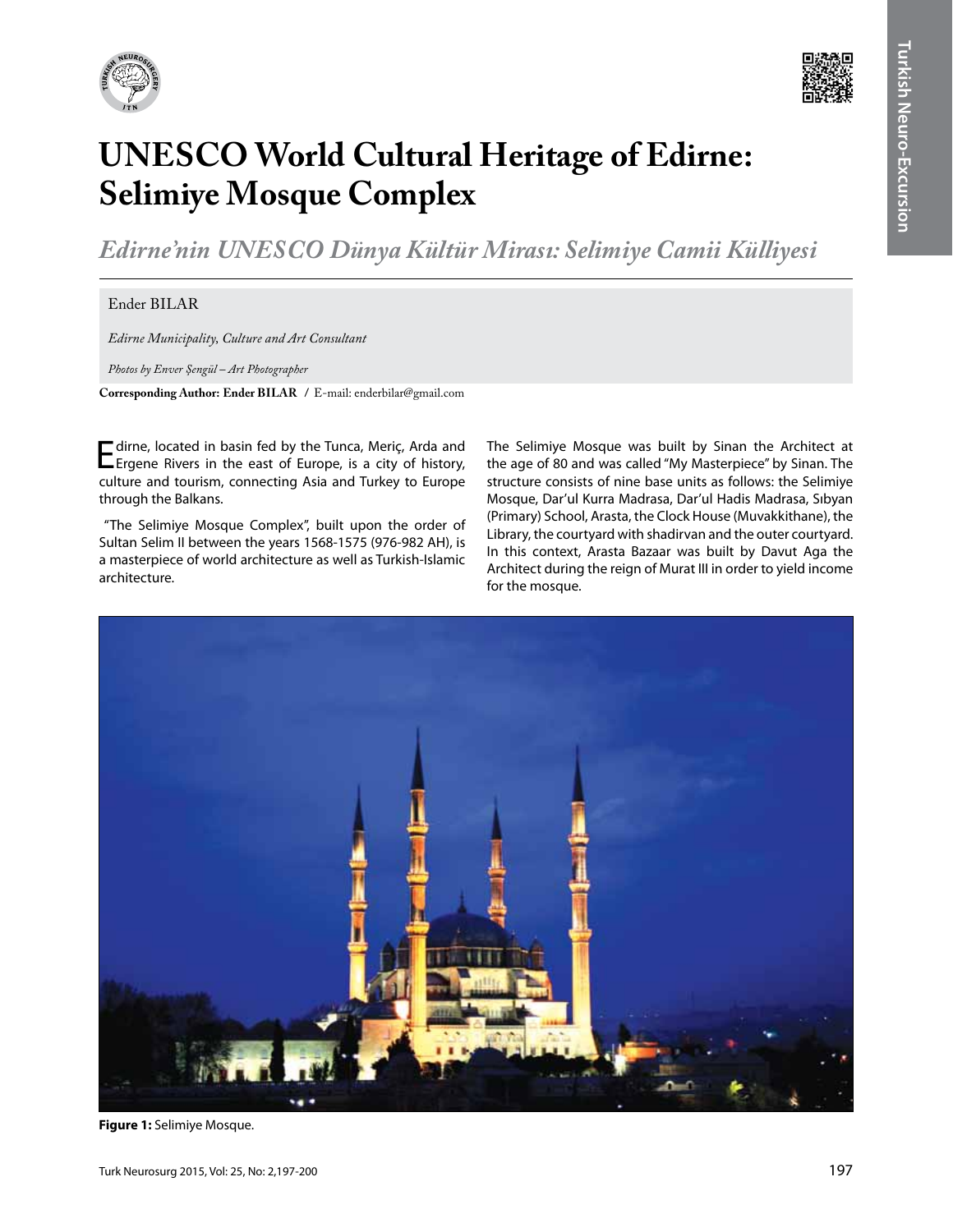// Title
# UNESCO World Cultural Heritage of Edirne: Selimiye Mosque Complex

*Edirne'nin UNESCO Dünya Kültür Mirası: Selimiye Camii Külliyesi*

Ender BILAR

*Edirne Municipality, Culture and Art Consultant*

*Photos by Enver Şengül – Art Photographer*

**Corresponding Author: Ender BILAR** / E-mail: enderbilar@gmail.com

Edirne, located in basin fed by the Tunca, Meriç, Arda and Ergene Rivers in the east of Europe, is a city of history, culture and tourism, connecting Asia and Turkey to Europe through the Balkans.

"The Selimiye Mosque Complex", built upon the order of Sultan Selim II between the years 1568-1575 (976-982 AH), is a masterpiece of world architecture as well as Turkish-Islamic architecture.

The Selimiye Mosque was built by Sinan the Architect at the age of 80 and was called "My Masterpiece" by Sinan. The structure consists of nine base units as follows: the Selimiye Mosque, Dar'ul Kurra Madrasa, Dar'ul Hadis Madrasa, Sıbyan (Primary) School, Arasta, the Clock House (Muvakkithane), the Library, the courtyard with shadirvan and the outer courtyard. In this context, Arasta Bazaar was built by Davut Aga the Architect during the reign of Murat III in order to yield income for the mosque.

**Figure 1:** Selimiye Mosque.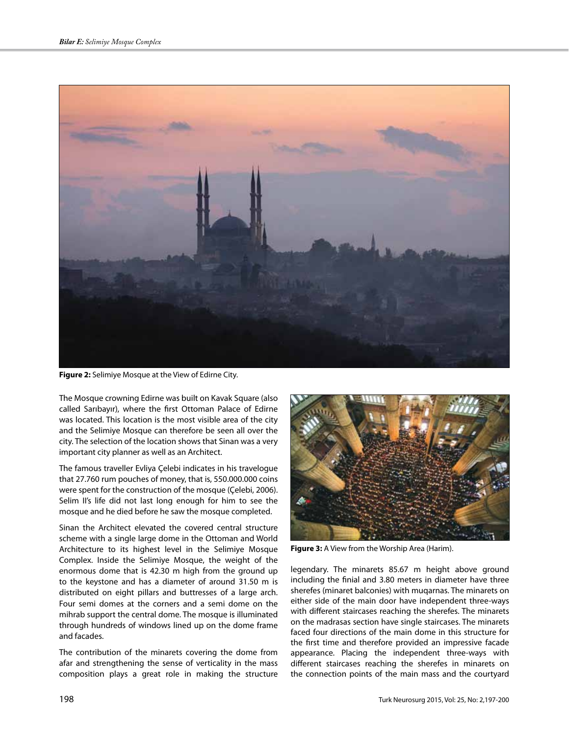Figure 2: Selimiye Mosque at the View of Edirne City.

The Mosque crowning Edirne was built on Kavak Square (also called Sarıbayır), where the first Ottoman Palace of Edirne was located. This location is the most visible area of the city and the Selimiye Mosque can therefore be seen all over the city. The selection of the location shows that Sinan was a very important city planner as well as an Architect.

The famous traveller Evliya Çelebi indicates in his travelogue that 27.760 rum pouches of money, that is, 550.000.000 coins were spent for the construction of the mosque (Çelebi, 2006). Selim II's life did not last long enough for him to see the mosque and he died before he saw the mosque completed.

Sinan the Architect elevated the covered central structure scheme with a single large dome in the Ottoman and World Architecture to its highest level in the Selimiye Mosque Complex. Inside the Selimiye Mosque, the weight of the enormous dome that is 42.30 m high from the ground up to the keystone and has a diameter of around 31.50 m is distributed on eight pillars and buttresses of a large arch. Four semi domes at the corners and a semi dome on the mihrab support the central dome. The mosque is illuminated through hundreds of windows lined up on the dome frame and facades.

The contribution of the minarets covering the dome from afar and strengthening the sense of verticality in the mass composition plays a great role in making the structure legendary. The minarets 85.67 m height above ground including the finial and 3.80 meters in diameter have three sherefes (minaret balconies) with muqarnas. The minarets on either side of the main door have independent three-ways with different staircases reaching the sherefes. The minarets on the madrasas section have single staircases. The minarets faced four directions of the main dome in this structure for the first time and therefore provided an impressive facade appearance. Placing the independent three-ways with different staircases reaching the sherefes in minarets on the connection points of the main mass and the courtyard

Figure 3: A View from the Worship Area (Harim).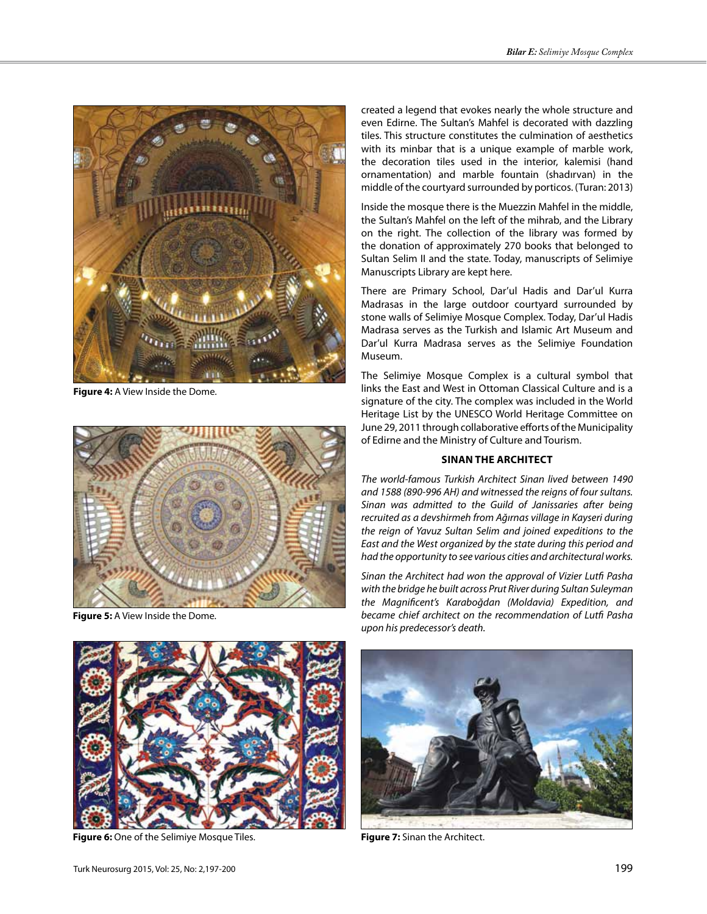Figure 4: A View Inside the Dome.

Figure 5: A View Inside the Dome.

Figure 6: One of the Selimiye Mosque Tiles.

created a legend that evokes nearly the whole structure and even Edirne. The Sultan's Mahfel is decorated with dazzling tiles. This structure constitutes the culmination of aesthetics with its minbar that is a unique example of marble work, the decoration tiles used in the interior, kalemisi (hand ornamentation) and marble fountain (shadırvan) in the middle of the courtyard surrounded by porticos. (Turan: 2013)

Inside the mosque there is the Muezzin Mahfel in the middle, the Sultan's Mahfel on the left of the mihrab, and the Library on the right. The collection of the library was formed by the donation of approximately 270 books that belonged to Sultan Selim II and the state. Today, manuscripts of Selimiye Manuscripts Library are kept here.

There are Primary School, Dar'ul Hadis and Dar'ul Kurra Madrasas in the large outdoor courtyard surrounded by stone walls of Selimiye Mosque Complex. Today, Dar'ul Hadis Madrasa serves as the Turkish and Islamic Art Museum and Dar'ul Kurra Madrasa serves as the Selimiye Foundation Museum.

The Selimiye Mosque Complex is a cultural symbol that links the East and West in Ottoman Classical Culture and is a signature of the city. The complex was included in the World Heritage List by the UNESCO World Heritage Committee on June 29, 2011 through collaborative efforts of the Municipality of Edirne and the Ministry of Culture and Tourism.

## SINAN THE ARCHITECT

*The world-famous Turkish Architect Sinan lived between 1490 and 1588 (890-996 AH) and witnessed the reigns of four sultans. Sinan was admitted to the Guild of Janissaries after being recruited as a devshirmeh from Ağırnas village in Kayseri during the reign of Yavuz Sultan Selim and joined expeditions to the East and the West organized by the state during this period and had the opportunity to see various cities and architectural works.*

*Sinan the Architect had won the approval of Vizier Lutfi Pasha with the bridge he built across Prut River during Sultan Suleyman the Magnificent's Karaboğdan (Moldavia) Expedition, and became chief architect on the recommendation of Lutfi Pasha upon his predecessor's death.*

Figure 7: Sinan the Architect.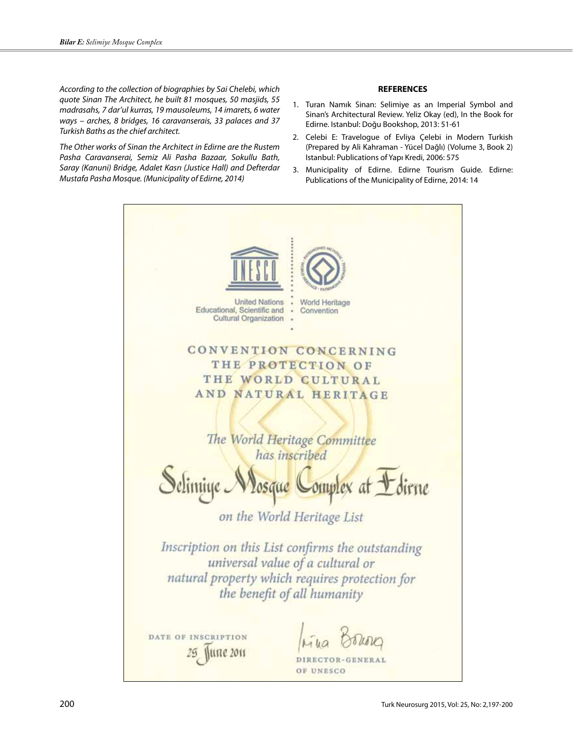*According to the collection of biographies by Sai Chelebi, which quote Sinan The Architect, he built 81 mosques, 50 masjids, 55 madrasahs, 7 dar'ul kurras, 19 mausoleums, 14 imarets, 6 water ways – arches, 8 bridges, 16 caravanserais, 33 palaces and 37 Turkish Baths as the chief architect.*

*The Other works of Sinan the Architect in Edirne are the Rustem Pasha Caravanserai, Semiz Ali Pasha Bazaar, Sokullu Bath, Saray (Kanuni) Bridge, Adalet Kasrı (Justice Hall) and Defterdar Mustafa Pasha Mosque. (Municipality of Edirne, 2014)*

## REFERENCES

1. Turan Namık Sinan: Selimiye as an Imperial Symbol and Sinan's Architectural Review. Yeliz Okay (ed), In the Book for Edirne. Istanbul: Doğu Bookshop, 2013: 51-61
2. Celebi E: Travelogue of Evliya Çelebi in Modern Turkish (Prepared by Ali Kahraman - Yücel Dağlı) (Volume 3, Book 2) Istanbul: Publications of Yapı Kredi, 2006: 575
3. Municipality of Edirne. Edirne Tourism Guide. Edirne: Publications of the Municipality of Edirne, 2014: 14

United Nations Educational, Scientific and Cultural Organization

World Heritage Convention

CONVENTION CONCERNING THE PROTECTION OF THE WORLD CULTURAL AND NATURAL HERITAGE

*The World Heritage Committee has inscribed*

Selimiye Mosque Complex at Edirne

*on the World Heritage List*

*Inscription on this List confirms the outstanding universal value of a cultural or natural property which requires protection for the benefit of all humanity*

DATE OF INSCRIPTION
25 June 2011

Irina Bokova
DIRECTOR-GENERAL OF UNESCO